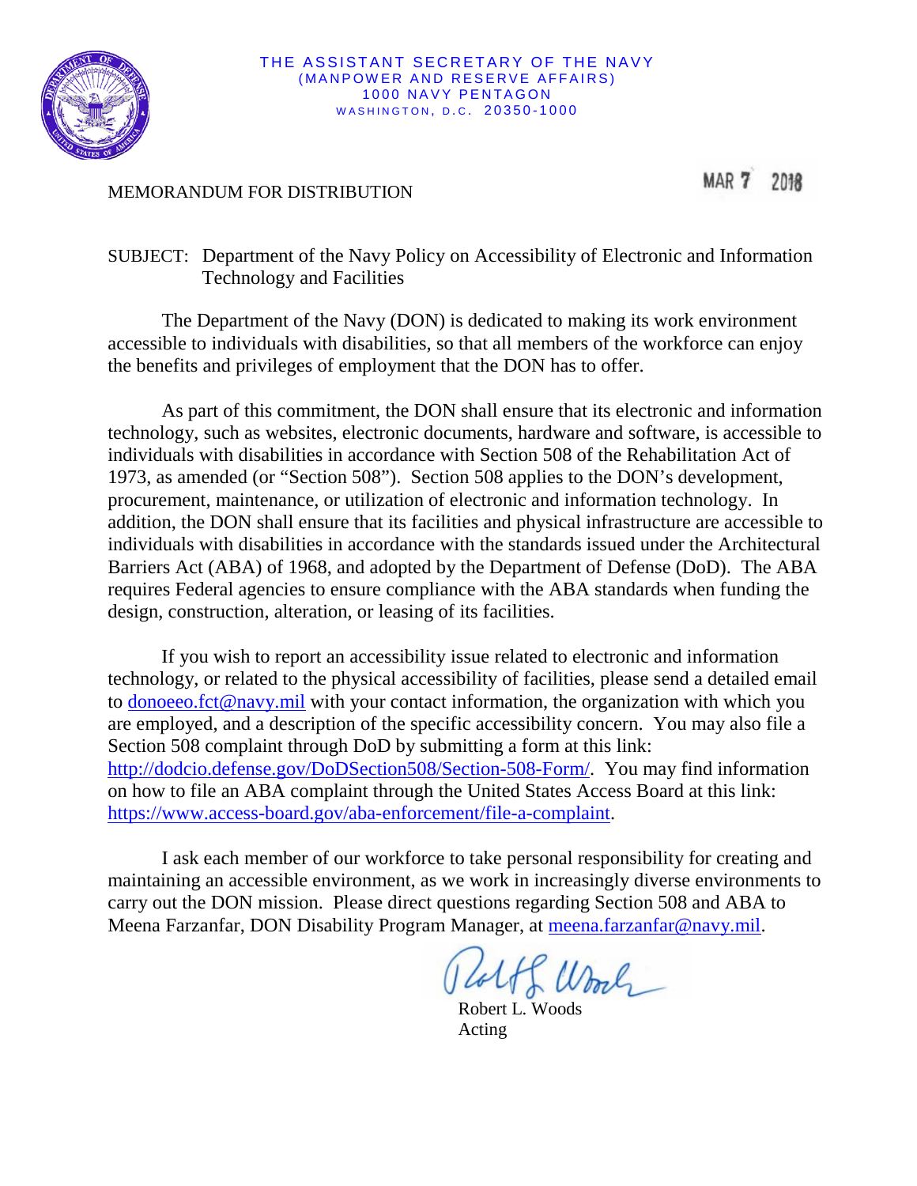THE ASSISTANT SECRETARY OF THE NAVY
(MANPOWER AND RESERVE AFFAIRS)
1000 NAVY PENTAGON
WASHINGTON, D.C. 20350-1000

MEMORANDUM FOR DISTRIBUTION

MAR 7 2018

SUBJECT: Department of the Navy Policy on Accessibility of Electronic and Information Technology and Facilities

The Department of the Navy (DON) is dedicated to making its work environment accessible to individuals with disabilities, so that all members of the workforce can enjoy the benefits and privileges of employment that the DON has to offer.

As part of this commitment, the DON shall ensure that its electronic and information technology, such as websites, electronic documents, hardware and software, is accessible to individuals with disabilities in accordance with Section 508 of the Rehabilitation Act of 1973, as amended (or "Section 508"). Section 508 applies to the DON's development, procurement, maintenance, or utilization of electronic and information technology. In addition, the DON shall ensure that its facilities and physical infrastructure are accessible to individuals with disabilities in accordance with the standards issued under the Architectural Barriers Act (ABA) of 1968, and adopted by the Department of Defense (DoD). The ABA requires Federal agencies to ensure compliance with the ABA standards when funding the design, construction, alteration, or leasing of its facilities.

If you wish to report an accessibility issue related to electronic and information technology, or related to the physical accessibility of facilities, please send a detailed email to donoeeo.fct@navy.mil with your contact information, the organization with which you are employed, and a description of the specific accessibility concern. You may also file a Section 508 complaint through DoD by submitting a form at this link: http://dodcio.defense.gov/DoDSection508/Section-508-Form/. You may find information on how to file an ABA complaint through the United States Access Board at this link: https://www.access-board.gov/aba-enforcement/file-a-complaint.

I ask each member of our workforce to take personal responsibility for creating and maintaining an accessible environment, as we work in increasingly diverse environments to carry out the DON mission. Please direct questions regarding Section 508 and ABA to Meena Farzanfar, DON Disability Program Manager, at meena.farzanfar@navy.mil.

Robert L. Woods
Acting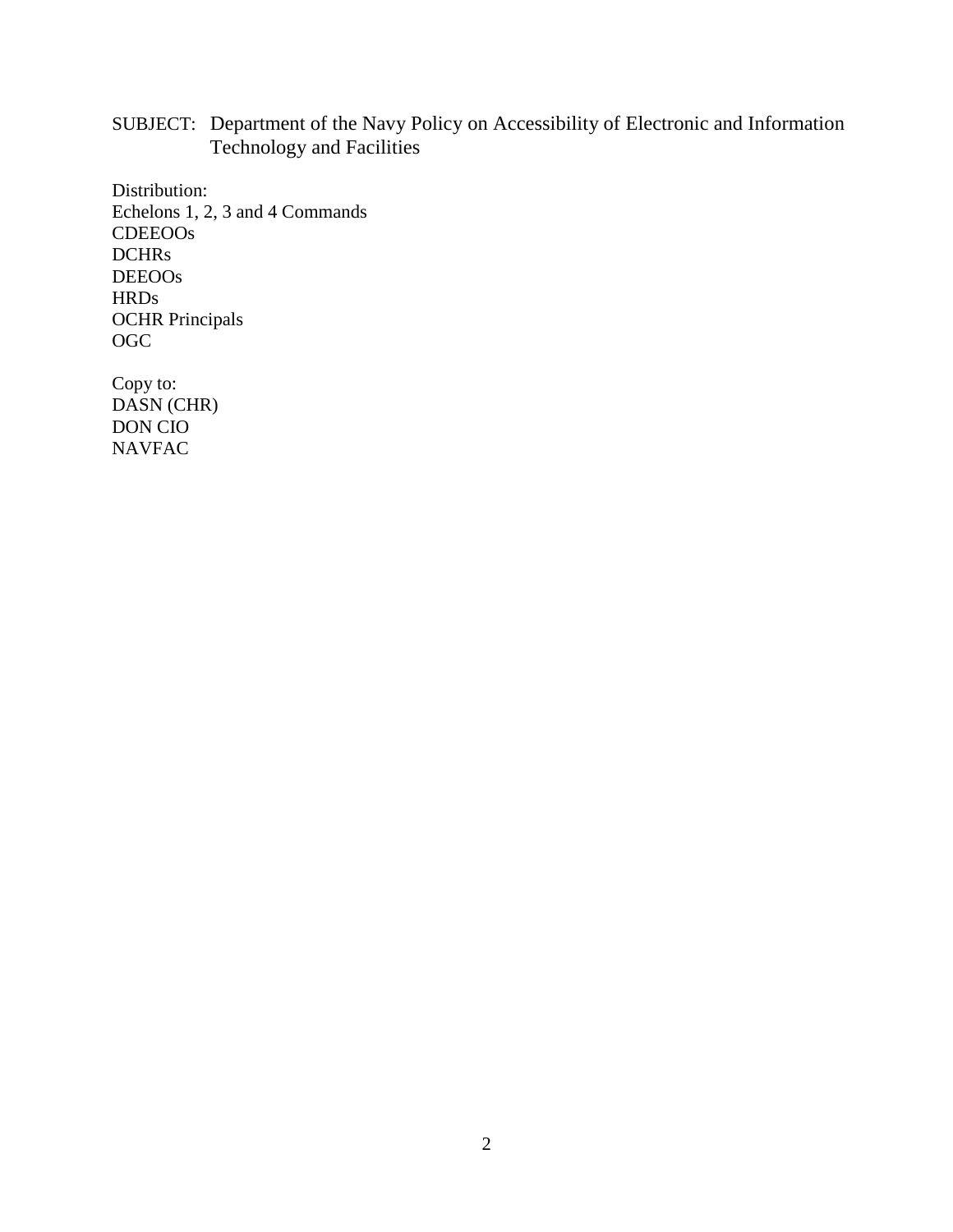SUBJECT: Department of the Navy Policy on Accessibility of Electronic and Information Technology and Facilities

Distribution:
Echelons 1, 2, 3 and 4 Commands
CDEEOOs
DCHRs
DEEOOs
HRDs
OCHR Principals
OGC

Copy to:
DASN (CHR)
DON CIO
NAVFAC